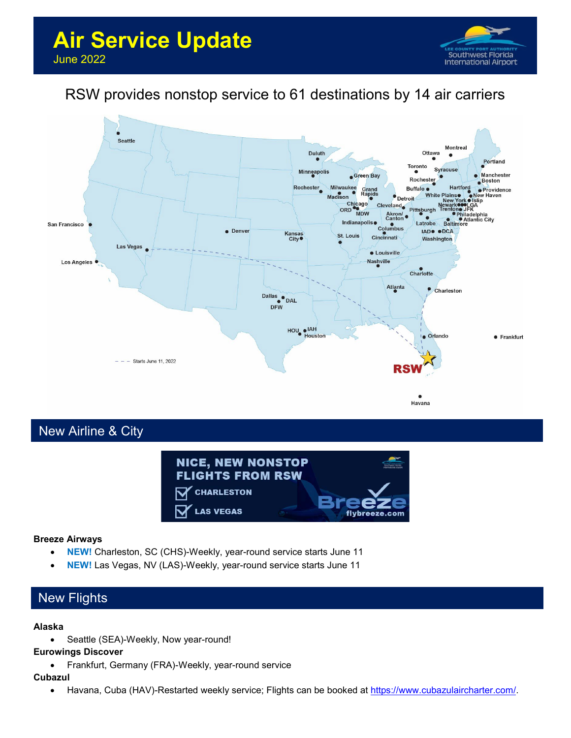# Air Service Update

June 2022

RSW provides nonstop service to 61 destinations by 14 air carriers

## New Airline & City

**Breeze Airways**

- **NEW!** Charleston, SC (CHS)-Weekly, year-round service starts June 11
- **NEW!** Las Vegas, NV (LAS)-Weekly, year-round service starts June 11

## New Flights

**Alaska**

- Seattle (SEA)-Weekly, Now year-round!

**Eurowings Discover**

- Frankfurt, Germany (FRA)-Weekly, year-round service

**Cubazul**

- Havana, Cuba (HAV)-Restarted weekly service; Flights can be booked at https://www.cubazulaircharter.com/.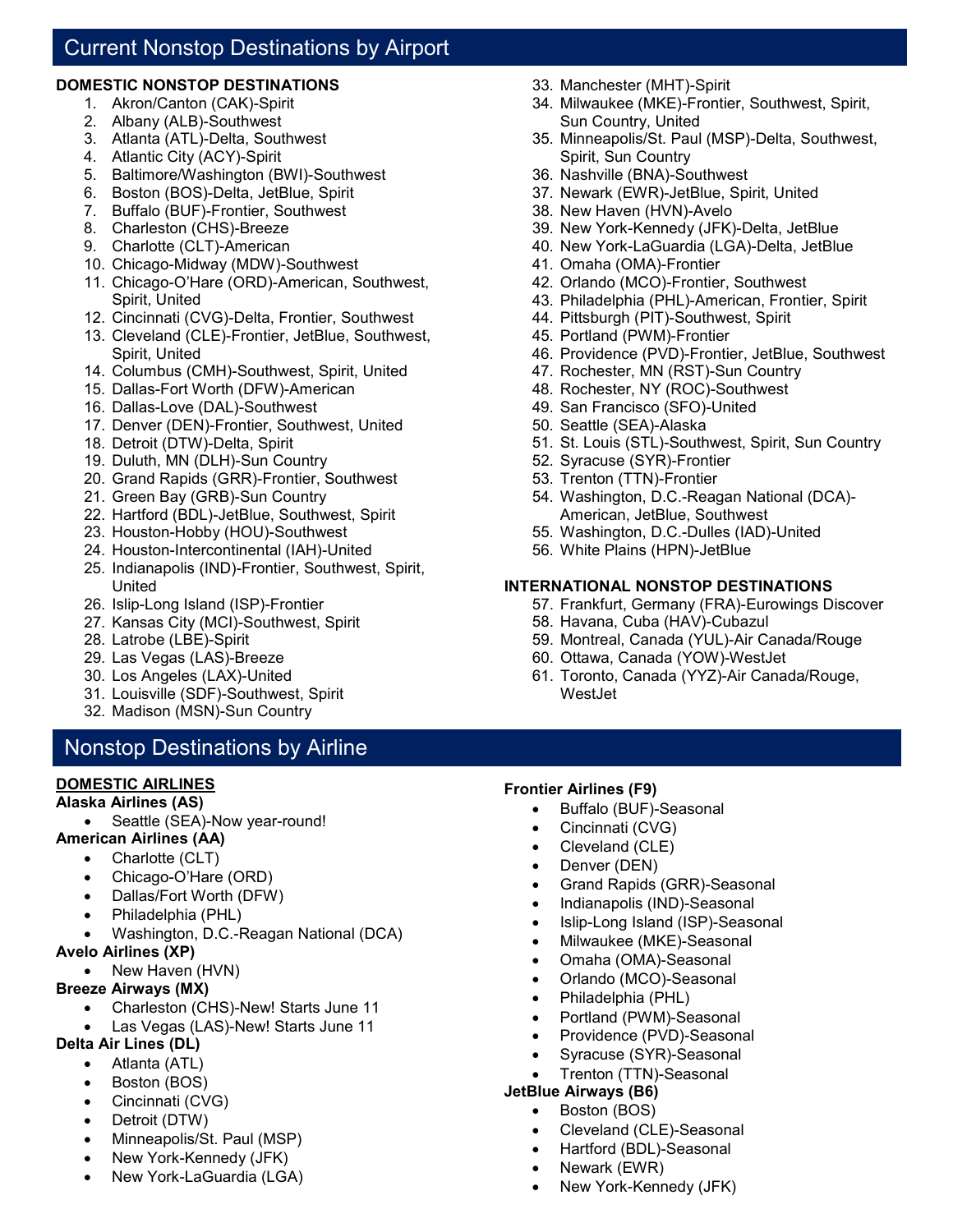## Current Nonstop Destinations by Airport

**DOMESTIC NONSTOP DESTINATIONS**

1. Akron/Canton (CAK)-Spirit
2. Albany (ALB)-Southwest
3. Atlanta (ATL)-Delta, Southwest
4. Atlantic City (ACY)-Spirit
5. Baltimore/Washington (BWI)-Southwest
6. Boston (BOS)-Delta, JetBlue, Spirit
7. Buffalo (BUF)-Frontier, Southwest
8. Charleston (CHS)-Breeze
9. Charlotte (CLT)-American
10. Chicago-Midway (MDW)-Southwest
11. Chicago-O'Hare (ORD)-American, Southwest, Spirit, United
12. Cincinnati (CVG)-Delta, Frontier, Southwest
13. Cleveland (CLE)-Frontier, JetBlue, Southwest, Spirit, United
14. Columbus (CMH)-Southwest, Spirit, United
15. Dallas-Fort Worth (DFW)-American
16. Dallas-Love (DAL)-Southwest
17. Denver (DEN)-Frontier, Southwest, United
18. Detroit (DTW)-Delta, Spirit
19. Duluth, MN (DLH)-Sun Country
20. Grand Rapids (GRR)-Frontier, Southwest
21. Green Bay (GRB)-Sun Country
22. Hartford (BDL)-JetBlue, Southwest, Spirit
23. Houston-Hobby (HOU)-Southwest
24. Houston-Intercontinental (IAH)-United
25. Indianapolis (IND)-Frontier, Southwest, Spirit, United
26. Islip-Long Island (ISP)-Frontier
27. Kansas City (MCI)-Southwest, Spirit
28. Latrobe (LBE)-Spirit
29. Las Vegas (LAS)-Breeze
30. Los Angeles (LAX)-United
31. Louisville (SDF)-Southwest, Spirit
32. Madison (MSN)-Sun Country
33. Manchester (MHT)-Spirit
34. Milwaukee (MKE)-Frontier, Southwest, Spirit, Sun Country, United
35. Minneapolis/St. Paul (MSP)-Delta, Southwest, Spirit, Sun Country
36. Nashville (BNA)-Southwest
37. Newark (EWR)-JetBlue, Spirit, United
38. New Haven (HVN)-Avelo
39. New York-Kennedy (JFK)-Delta, JetBlue
40. New York-LaGuardia (LGA)-Delta, JetBlue
41. Omaha (OMA)-Frontier
42. Orlando (MCO)-Frontier, Southwest
43. Philadelphia (PHL)-American, Frontier, Spirit
44. Pittsburgh (PIT)-Southwest, Spirit
45. Portland (PWM)-Frontier
46. Providence (PVD)-Frontier, JetBlue, Southwest
47. Rochester, MN (RST)-Sun Country
48. Rochester, NY (ROC)-Southwest
49. San Francisco (SFO)-United
50. Seattle (SEA)-Alaska
51. St. Louis (STL)-Southwest, Spirit, Sun Country
52. Syracuse (SYR)-Frontier
53. Trenton (TTN)-Frontier
54. Washington, D.C.-Reagan National (DCA)-American, JetBlue, Southwest
55. Washington, D.C.-Dulles (IAD)-United
56. White Plains (HPN)-JetBlue

**INTERNATIONAL NONSTOP DESTINATIONS**

57. Frankfurt, Germany (FRA)-Eurowings Discover
58. Havana, Cuba (HAV)-Cubazul
59. Montreal, Canada (YUL)-Air Canada/Rouge
60. Ottawa, Canada (YOW)-WestJet
61. Toronto, Canada (YYZ)-Air Canada/Rouge, WestJet

## Nonstop Destinations by Airline

**DOMESTIC AIRLINES**

**Alaska Airlines (AS)**
- Seattle (SEA)-Now year-round!

**American Airlines (AA)**
- Charlotte (CLT)
- Chicago-O'Hare (ORD)
- Dallas/Fort Worth (DFW)
- Philadelphia (PHL)
- Washington, D.C.-Reagan National (DCA)

**Avelo Airlines (XP)**
- New Haven (HVN)

**Breeze Airways (MX)**
- Charleston (CHS)-New! Starts June 11
- Las Vegas (LAS)-New! Starts June 11

**Delta Air Lines (DL)**
- Atlanta (ATL)
- Boston (BOS)
- Cincinnati (CVG)
- Detroit (DTW)
- Minneapolis/St. Paul (MSP)
- New York-Kennedy (JFK)
- New York-LaGuardia (LGA)

**Frontier Airlines (F9)**
- Buffalo (BUF)-Seasonal
- Cincinnati (CVG)
- Cleveland (CLE)
- Denver (DEN)
- Grand Rapids (GRR)-Seasonal
- Indianapolis (IND)-Seasonal
- Islip-Long Island (ISP)-Seasonal
- Milwaukee (MKE)-Seasonal
- Omaha (OMA)-Seasonal
- Orlando (MCO)-Seasonal
- Philadelphia (PHL)
- Portland (PWM)-Seasonal
- Providence (PVD)-Seasonal
- Syracuse (SYR)-Seasonal
- Trenton (TTN)-Seasonal

**JetBlue Airways (B6)**
- Boston (BOS)
- Cleveland (CLE)-Seasonal
- Hartford (BDL)-Seasonal
- Newark (EWR)
- New York-Kennedy (JFK)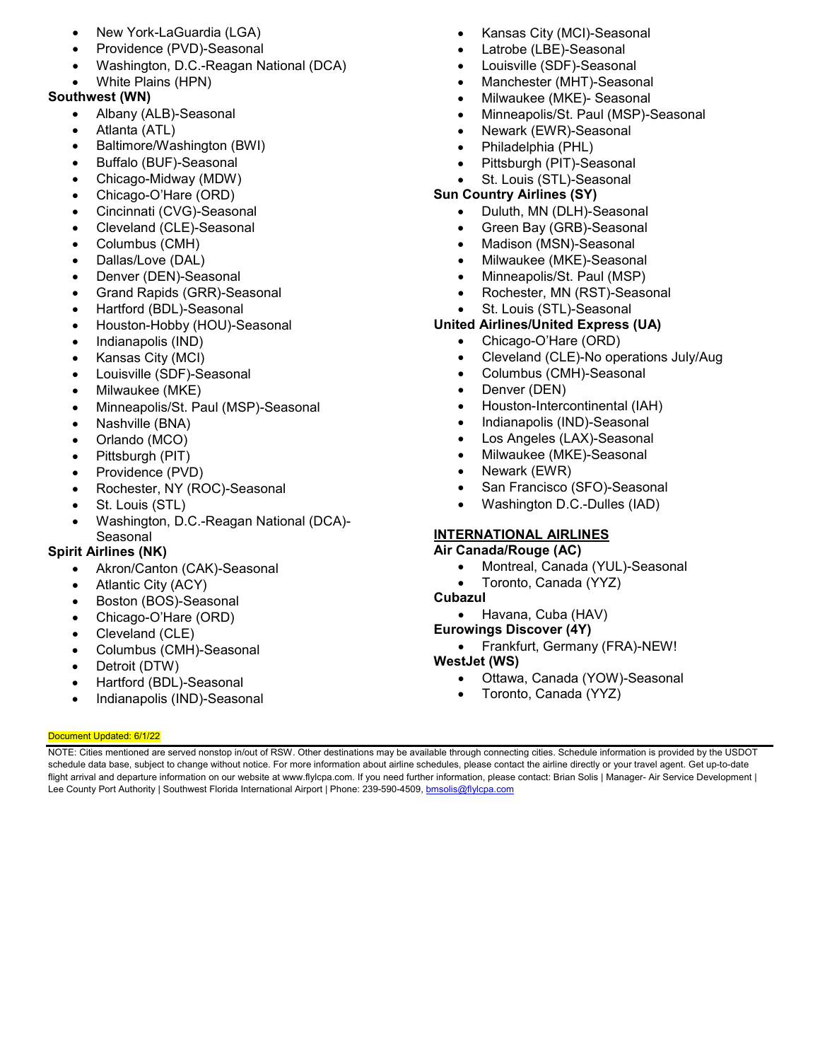- New York-LaGuardia (LGA)
- Providence (PVD)-Seasonal
- Washington, D.C.-Reagan National (DCA)
- White Plains (HPN)

**Southwest (WN)**

- Albany (ALB)-Seasonal
- Atlanta (ATL)
- Baltimore/Washington (BWI)
- Buffalo (BUF)-Seasonal
- Chicago-Midway (MDW)
- Chicago-O'Hare (ORD)
- Cincinnati (CVG)-Seasonal
- Cleveland (CLE)-Seasonal
- Columbus (CMH)
- Dallas/Love (DAL)
- Denver (DEN)-Seasonal
- Grand Rapids (GRR)-Seasonal
- Hartford (BDL)-Seasonal
- Houston-Hobby (HOU)-Seasonal
- Indianapolis (IND)
- Kansas City (MCI)
- Louisville (SDF)-Seasonal
- Milwaukee (MKE)
- Minneapolis/St. Paul (MSP)-Seasonal
- Nashville (BNA)
- Orlando (MCO)
- Pittsburgh (PIT)
- Providence (PVD)
- Rochester, NY (ROC)-Seasonal
- St. Louis (STL)
- Washington, D.C.-Reagan National (DCA)-Seasonal

**Spirit Airlines (NK)**

- Akron/Canton (CAK)-Seasonal
- Atlantic City (ACY)
- Boston (BOS)-Seasonal
- Chicago-O'Hare (ORD)
- Cleveland (CLE)
- Columbus (CMH)-Seasonal
- Detroit (DTW)
- Hartford (BDL)-Seasonal
- Indianapolis (IND)-Seasonal
- Kansas City (MCI)-Seasonal
- Latrobe (LBE)-Seasonal
- Louisville (SDF)-Seasonal
- Manchester (MHT)-Seasonal
- Milwaukee (MKE)- Seasonal
- Minneapolis/St. Paul (MSP)-Seasonal
- Newark (EWR)-Seasonal
- Philadelphia (PHL)
- Pittsburgh (PIT)-Seasonal
- St. Louis (STL)-Seasonal

**Sun Country Airlines (SY)**

- Duluth, MN (DLH)-Seasonal
- Green Bay (GRB)-Seasonal
- Madison (MSN)-Seasonal
- Milwaukee (MKE)-Seasonal
- Minneapolis/St. Paul (MSP)
- Rochester, MN (RST)-Seasonal
- St. Louis (STL)-Seasonal

**United Airlines/United Express (UA)**

- Chicago-O'Hare (ORD)
- Cleveland (CLE)-No operations July/Aug
- Columbus (CMH)-Seasonal
- Denver (DEN)
- Houston-Intercontinental (IAH)
- Indianapolis (IND)-Seasonal
- Los Angeles (LAX)-Seasonal
- Milwaukee (MKE)-Seasonal
- Newark (EWR)
- San Francisco (SFO)-Seasonal
- Washington D.C.-Dulles (IAD)

## INTERNATIONAL AIRLINES

**Air Canada/Rouge (AC)**

- Montreal, Canada (YUL)-Seasonal
- Toronto, Canada (YYZ)

**Cubazul**

- Havana, Cuba (HAV)

**Eurowings Discover (4Y)**

- Frankfurt, Germany (FRA)-NEW!

**WestJet (WS)**

- Ottawa, Canada (YOW)-Seasonal
- Toronto, Canada (YYZ)

Document Updated: 6/1/22

NOTE: Cities mentioned are served nonstop in/out of RSW. Other destinations may be available through connecting cities. Schedule information is provided by the USDOT schedule data base, subject to change without notice. For more information about airline schedules, please contact the airline directly or your travel agent. Get up-to-date flight arrival and departure information on our website at www.flylcpa.com. If you need further information, please contact: Brian Solis | Manager- Air Service Development | Lee County Port Authority | Southwest Florida International Airport | Phone: 239-590-4509, bmsolis@flylcpa.com